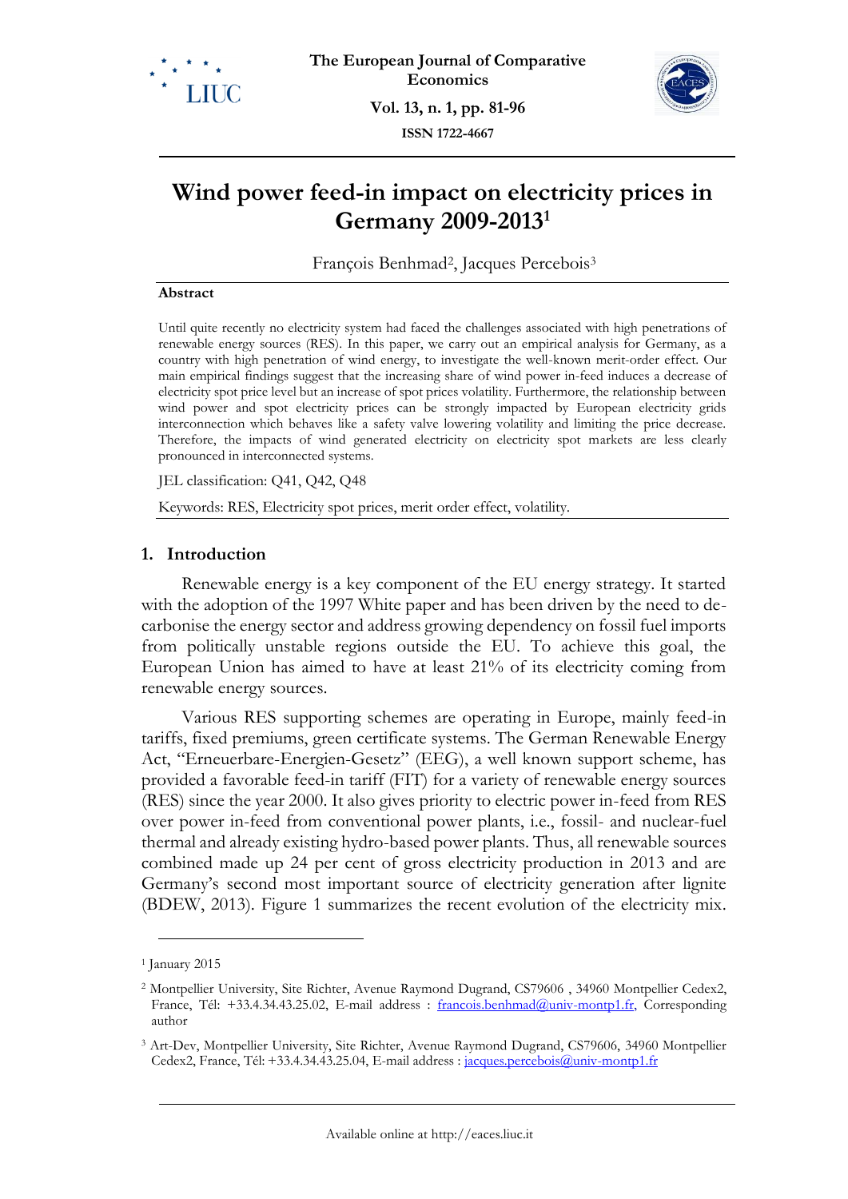# Wind power feed-in impact on electricity prices in Germany 2009-2013[1]

François Benhmad[2], Jacques Percebois[3]

### Abstract

Until quite recently no electricity system had faced the challenges associated with high penetrations of renewable energy sources (RES). In this paper, we carry out an empirical analysis for Germany, as a country with high penetration of wind energy, to investigate the well-known merit-order effect. Our main empirical findings suggest that the increasing share of wind power in-feed induces a decrease of electricity spot price level but an increase of spot prices volatility. Furthermore, the relationship between wind power and spot electricity prices can be strongly impacted by European electricity grids interconnection which behaves like a safety valve lowering volatility and limiting the price decrease. Therefore, the impacts of wind generated electricity on electricity spot markets are less clearly pronounced in interconnected systems.

JEL classification: Q41, Q42, Q48

Keywords: RES, Electricity spot prices, merit order effect, volatility.

## 1. Introduction

Renewable energy is a key component of the EU energy strategy. It started with the adoption of the 1997 White paper and has been driven by the need to de-carbonise the energy sector and address growing dependency on fossil fuel imports from politically unstable regions outside the EU. To achieve this goal, the European Union has aimed to have at least 21% of its electricity coming from renewable energy sources.

Various RES supporting schemes are operating in Europe, mainly feed-in tariffs, fixed premiums, green certificate systems. The German Renewable Energy Act, "Erneuerbare-Energien-Gesetz" (EEG), a well known support scheme, has provided a favorable feed-in tariff (FIT) for a variety of renewable energy sources (RES) since the year 2000. It also gives priority to electric power in-feed from RES over power in-feed from conventional power plants, i.e., fossil- and nuclear-fuel thermal and already existing hydro-based power plants. Thus, all renewable sources combined made up 24 per cent of gross electricity production in 2013 and are Germany's second most important source of electricity generation after lignite (BDEW, 2013). Figure 1 summarizes the recent evolution of the electricity mix.

---

[1] January 2015

[2] Montpellier University, Site Richter, Avenue Raymond Dugrand, CS79606 , 34960 Montpellier Cedex2, France, Tél: +33.4.34.43.25.02, E-mail address : francois.benhmad@univ-montp1.fr, Corresponding author

[3] Art-Dev, Montpellier University, Site Richter, Avenue Raymond Dugrand, CS79606, 34960 Montpellier Cedex2, France, Tél: +33.4.34.43.25.04, E-mail address : jacques.percebois@univ-montp1.fr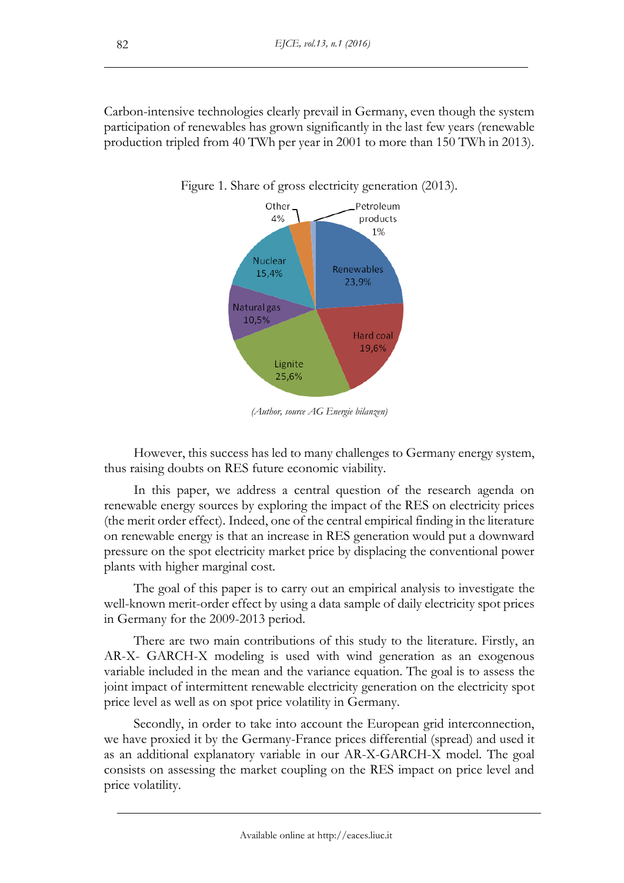Carbon-intensive technologies clearly prevail in Germany, even though the system participation of renewables has grown significantly in the last few years (renewable production tripled from 40 TWh per year in 2001 to more than 150 TWh in 2013).

Figure 1. Share of gross electricity generation (2013).

*(Author, source AG Energie bilanzen)*

However, this success has led to many challenges to Germany energy system, thus raising doubts on RES future economic viability.

In this paper, we address a central question of the research agenda on renewable energy sources by exploring the impact of the RES on electricity prices (the merit order effect). Indeed, one of the central empirical finding in the literature on renewable energy is that an increase in RES generation would put a downward pressure on the spot electricity market price by displacing the conventional power plants with higher marginal cost.

The goal of this paper is to carry out an empirical analysis to investigate the well-known merit-order effect by using a data sample of daily electricity spot prices in Germany for the 2009-2013 period.

There are two main contributions of this study to the literature. Firstly, an AR-X- GARCH-X modeling is used with wind generation as an exogenous variable included in the mean and the variance equation. The goal is to assess the joint impact of intermittent renewable electricity generation on the electricity spot price level as well as on spot price volatility in Germany.

Secondly, in order to take into account the European grid interconnection, we have proxied it by the Germany-France prices differential (spread) and used it as an additional explanatory variable in our AR-X-GARCH-X model. The goal consists on assessing the market coupling on the RES impact on price level and price volatility.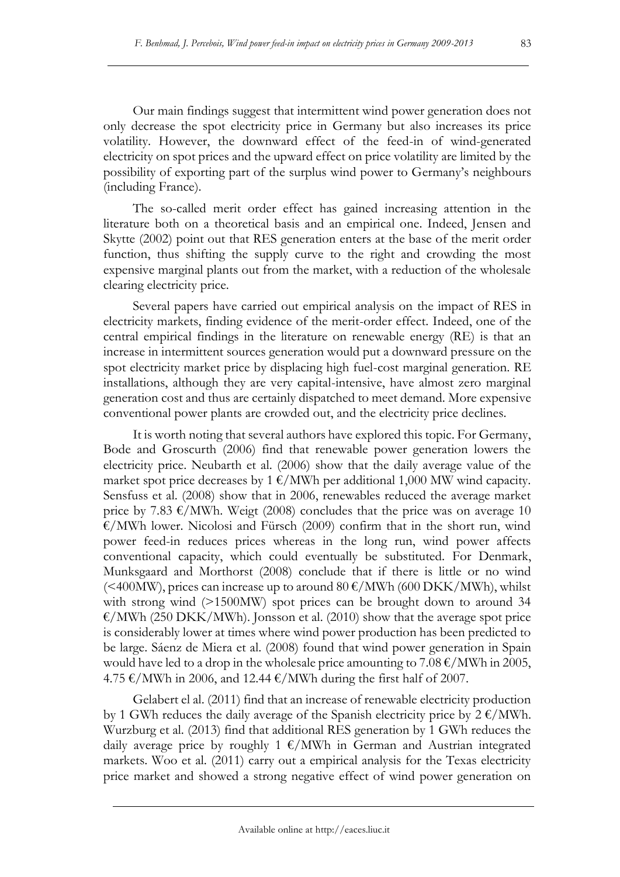Our main findings suggest that intermittent wind power generation does not only decrease the spot electricity price in Germany but also increases its price volatility. However, the downward effect of the feed-in of wind-generated electricity on spot prices and the upward effect on price volatility are limited by the possibility of exporting part of the surplus wind power to Germany's neighbours (including France).

The so-called merit order effect has gained increasing attention in the literature both on a theoretical basis and an empirical one. Indeed, Jensen and Skytte (2002) point out that RES generation enters at the base of the merit order function, thus shifting the supply curve to the right and crowding the most expensive marginal plants out from the market, with a reduction of the wholesale clearing electricity price.

Several papers have carried out empirical analysis on the impact of RES in electricity markets, finding evidence of the merit-order effect. Indeed, one of the central empirical findings in the literature on renewable energy (RE) is that an increase in intermittent sources generation would put a downward pressure on the spot electricity market price by displacing high fuel-cost marginal generation. RE installations, although they are very capital-intensive, have almost zero marginal generation cost and thus are certainly dispatched to meet demand. More expensive conventional power plants are crowded out, and the electricity price declines.

It is worth noting that several authors have explored this topic. For Germany, Bode and Groscurth (2006) find that renewable power generation lowers the electricity price. Neubarth et al. (2006) show that the daily average value of the market spot price decreases by 1 €/MWh per additional 1,000 MW wind capacity. Sensfuss et al. (2008) show that in 2006, renewables reduced the average market price by 7.83 €/MWh. Weigt (2008) concludes that the price was on average 10 €/MWh lower. Nicolosi and Fürsch (2009) confirm that in the short run, wind power feed-in reduces prices whereas in the long run, wind power affects conventional capacity, which could eventually be substituted. For Denmark, Munksgaard and Morthorst (2008) conclude that if there is little or no wind (<400MW), prices can increase up to around 80 €/MWh (600 DKK/MWh), whilst with strong wind (>1500MW) spot prices can be brought down to around 34 €/MWh (250 DKK/MWh). Jonsson et al. (2010) show that the average spot price is considerably lower at times where wind power production has been predicted to be large. Sáenz de Miera et al. (2008) found that wind power generation in Spain would have led to a drop in the wholesale price amounting to 7.08 €/MWh in 2005, 4.75 €/MWh in 2006, and 12.44 €/MWh during the first half of 2007.

Gelabert el al. (2011) find that an increase of renewable electricity production by 1 GWh reduces the daily average of the Spanish electricity price by 2 €/MWh. Wurzburg et al. (2013) find that additional RES generation by 1 GWh reduces the daily average price by roughly 1 €/MWh in German and Austrian integrated markets. Woo et al. (2011) carry out a empirical analysis for the Texas electricity price market and showed a strong negative effect of wind power generation on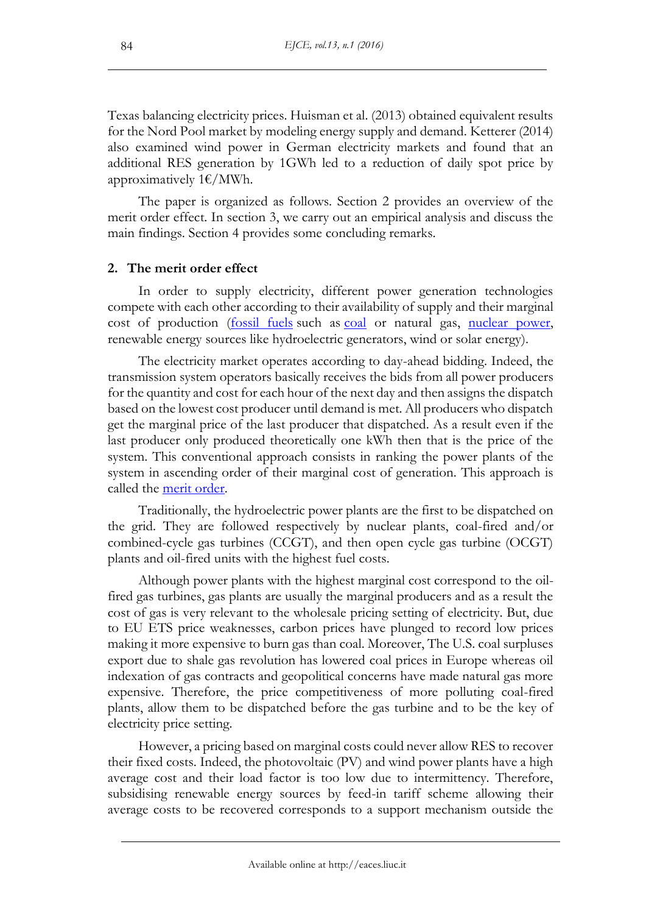Texas balancing electricity prices. Huisman et al. (2013) obtained equivalent results for the Nord Pool market by modeling energy supply and demand. Ketterer (2014) also examined wind power in German electricity markets and found that an additional RES generation by 1GWh led to a reduction of daily spot price by approximatively 1€/MWh.

The paper is organized as follows. Section 2 provides an overview of the merit order effect. In section 3, we carry out an empirical analysis and discuss the main findings. Section 4 provides some concluding remarks.

## 2. The merit order effect

In order to supply electricity, different power generation technologies compete with each other according to their availability of supply and their marginal cost of production (fossil fuels such as coal or natural gas, nuclear power, renewable energy sources like hydroelectric generators, wind or solar energy).

The electricity market operates according to day-ahead bidding. Indeed, the transmission system operators basically receives the bids from all power producers for the quantity and cost for each hour of the next day and then assigns the dispatch based on the lowest cost producer until demand is met. All producers who dispatch get the marginal price of the last producer that dispatched. As a result even if the last producer only produced theoretically one kWh then that is the price of the system. This conventional approach consists in ranking the power plants of the system in ascending order of their marginal cost of generation. This approach is called the merit order.

Traditionally, the hydroelectric power plants are the first to be dispatched on the grid. They are followed respectively by nuclear plants, coal-fired and/or combined-cycle gas turbines (CCGT), and then open cycle gas turbine (OCGT) plants and oil-fired units with the highest fuel costs.

Although power plants with the highest marginal cost correspond to the oil-fired gas turbines, gas plants are usually the marginal producers and as a result the cost of gas is very relevant to the wholesale pricing setting of electricity. But, due to EU ETS price weaknesses, carbon prices have plunged to record low prices making it more expensive to burn gas than coal. Moreover, The U.S. coal surpluses export due to shale gas revolution has lowered coal prices in Europe whereas oil indexation of gas contracts and geopolitical concerns have made natural gas more expensive. Therefore, the price competitiveness of more polluting coal-fired plants, allow them to be dispatched before the gas turbine and to be the key of electricity price setting.

However, a pricing based on marginal costs could never allow RES to recover their fixed costs. Indeed, the photovoltaic (PV) and wind power plants have a high average cost and their load factor is too low due to intermittency. Therefore, subsidising renewable energy sources by feed-in tariff scheme allowing their average costs to be recovered corresponds to a support mechanism outside the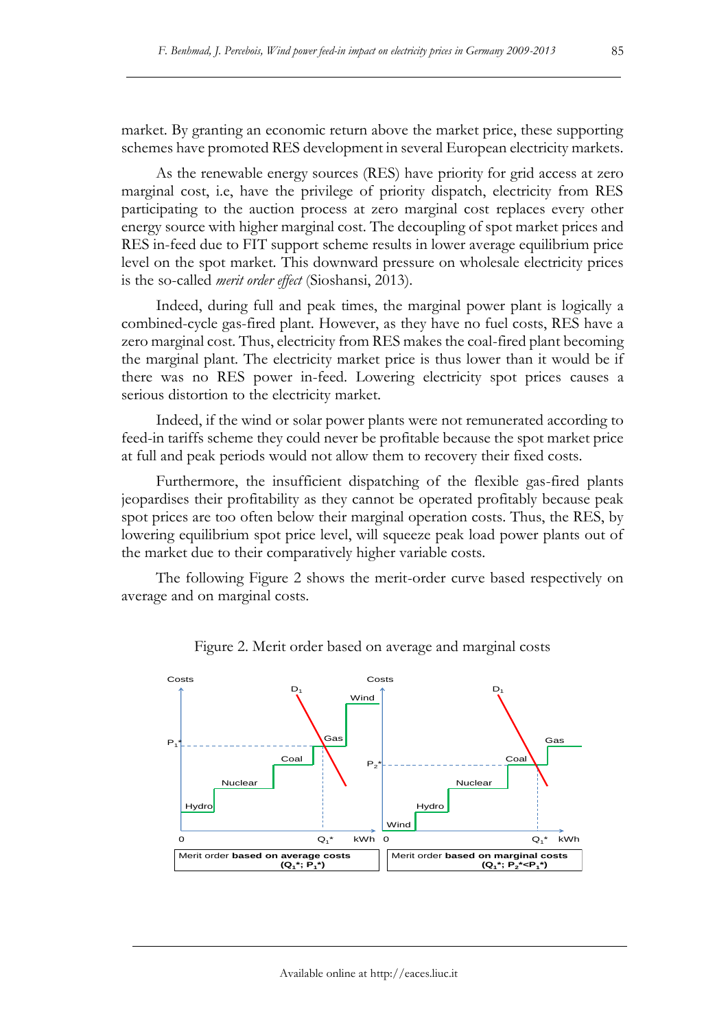market. By granting an economic return above the market price, these supporting schemes have promoted RES development in several European electricity markets.

As the renewable energy sources (RES) have priority for grid access at zero marginal cost, i.e, have the privilege of priority dispatch, electricity from RES participating to the auction process at zero marginal cost replaces every other energy source with higher marginal cost. The decoupling of spot market prices and RES in-feed due to FIT support scheme results in lower average equilibrium price level on the spot market. This downward pressure on wholesale electricity prices is the so-called *merit order effect* (Sioshansi, 2013).

Indeed, during full and peak times, the marginal power plant is logically a combined-cycle gas-fired plant. However, as they have no fuel costs, RES have a zero marginal cost. Thus, electricity from RES makes the coal-fired plant becoming the marginal plant. The electricity market price is thus lower than it would be if there was no RES power in-feed. Lowering electricity spot prices causes a serious distortion to the electricity market.

Indeed, if the wind or solar power plants were not remunerated according to feed-in tariffs scheme they could never be profitable because the spot market price at full and peak periods would not allow them to recovery their fixed costs.

Furthermore, the insufficient dispatching of the flexible gas-fired plants jeopardises their profitability as they cannot be operated profitably because peak spot prices are too often below their marginal operation costs. Thus, the RES, by lowering equilibrium spot price level, will squeeze peak load power plants out of the market due to their comparatively higher variable costs.

The following Figure 2 shows the merit-order curve based respectively on average and on marginal costs.

Figure 2. Merit order based on average and marginal costs

Costs
$D_1$
Wind
Gas
$P_1^*$
Coal
Nuclear
Hydro
0
$Q_1^*$
kWh
Merit order **based on average costs** **($Q_1^*$; $P_1^*$)**

Costs
$D_1$
Gas
$P_2^*$
Coal
Nuclear
Hydro
Wind
0
$Q_1^*$
kWh
Merit order **based on marginal costs** **($Q_1^*$; $P_2^*$<$P_1^*$)**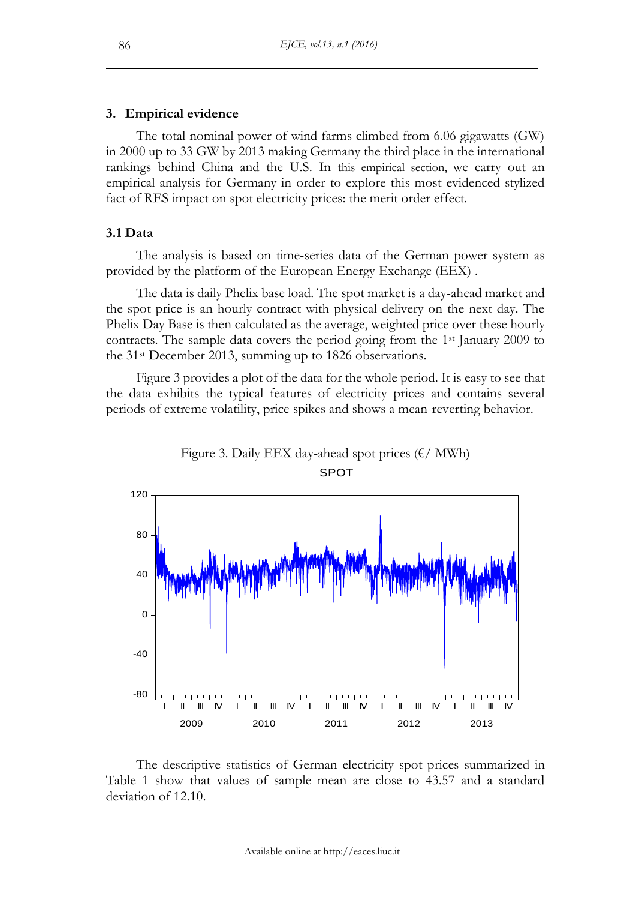## 3. Empirical evidence

The total nominal power of wind farms climbed from 6.06 gigawatts (GW) in 2000 up to 33 GW by 2013 making Germany the third place in the international rankings behind China and the U.S. In this empirical section, we carry out an empirical analysis for Germany in order to explore this most evidenced stylized fact of RES impact on spot electricity prices: the merit order effect.

### 3.1 Data

The analysis is based on time-series data of the German power system as provided by the platform of the European Energy Exchange (EEX) .

The data is daily Phelix base load. The spot market is a day-ahead market and the spot price is an hourly contract with physical delivery on the next day. The Phelix Day Base is then calculated as the average, weighted price over these hourly contracts. The sample data covers the period going from the 1st January 2009 to the 31st December 2013, summing up to 1826 observations.

Figure 3 provides a plot of the data for the whole period. It is easy to see that the data exhibits the typical features of electricity prices and contains several periods of extreme volatility, price spikes and shows a mean-reverting behavior.

Figure 3. Daily EEX day-ahead spot prices (€/ MWh)

SPOT

120
80
40
0
-40
-80

I II III IV I II III IV I II III IV I II III IV I II III IV

2009 2010 2011 2012 2013

The descriptive statistics of German electricity spot prices summarized in Table 1 show that values of sample mean are close to 43.57 and a standard deviation of 12.10.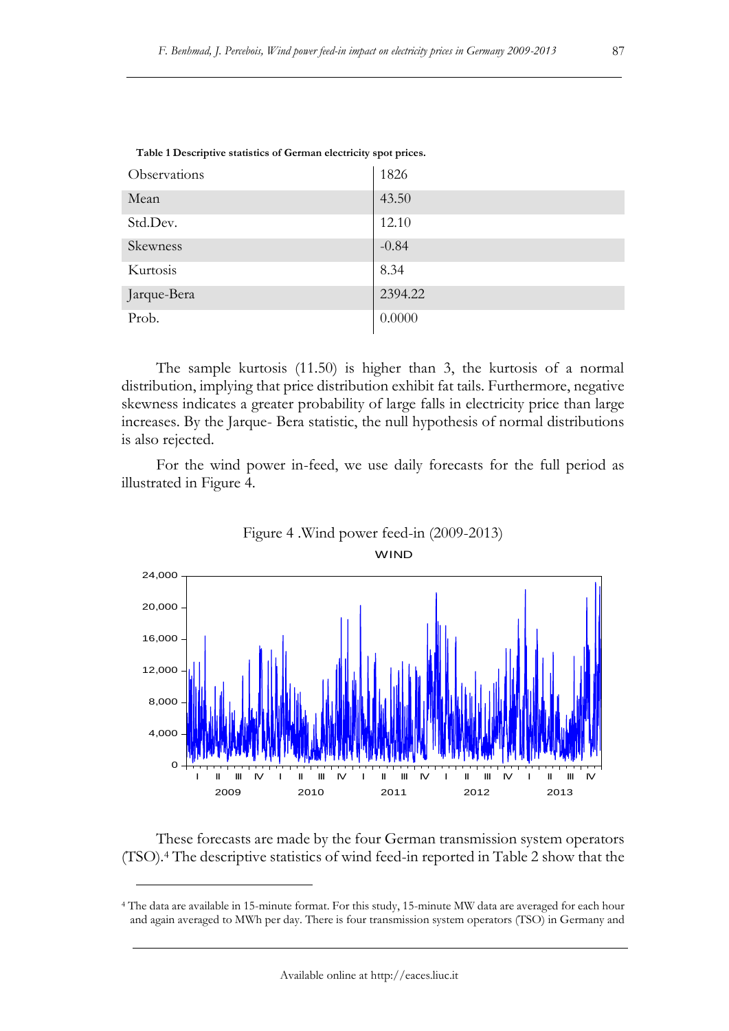**Table 1 Descriptive statistics of German electricity spot prices.**

| | |
|---|---|
| Observations | 1826 |
| Mean | 43.50 |
| Std.Dev. | 12.10 |
| Skewness | -0.84 |
| Kurtosis | 8.34 |
| Jarque-Bera | 2394.22 |
| Prob. | 0.0000 |

The sample kurtosis (11.50) is higher than 3, the kurtosis of a normal distribution, implying that price distribution exhibit fat tails. Furthermore, negative skewness indicates a greater probability of large falls in electricity price than large increases. By the Jarque- Bera statistic, the null hypothesis of normal distributions is also rejected.

For the wind power in-feed, we use daily forecasts for the full period as illustrated in Figure 4.

Figure 4 .Wind power feed-in (2009-2013)

WIND

24,000
20,000
16,000
12,000
8,000
4,000
0

I II III IV I II III IV I II III IV I II III IV I II III IV

2009 2010 2011 2012 2013

These forecasts are made by the four German transmission system operators (TSO).[4] The descriptive statistics of wind feed-in reported in Table 2 show that the

[4] The data are available in 15-minute format. For this study, 15-minute MW data are averaged for each hour and again averaged to MWh per day. There is four transmission system operators (TSO) in Germany and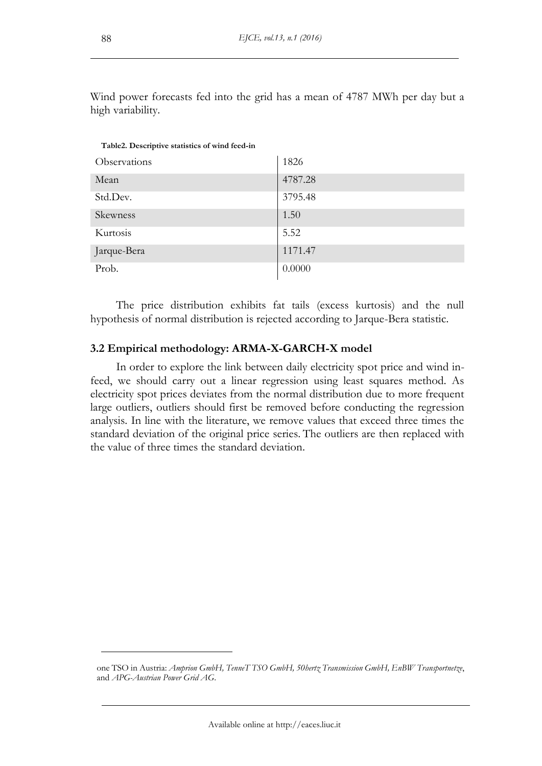Wind power forecasts fed into the grid has a mean of 4787 MWh per day but a high variability.

**Table2. Descriptive statistics of wind feed-in**

| | |
|---|---|
| Observations | 1826 |
| Mean | 4787.28 |
| Std.Dev. | 3795.48 |
| Skewness | 1.50 |
| Kurtosis | 5.52 |
| Jarque-Bera | 1171.47 |
| Prob. | 0.0000 |

The price distribution exhibits fat tails (excess kurtosis) and the null hypothesis of normal distribution is rejected according to Jarque-Bera statistic.

### 3.2 Empirical methodology: ARMA-X-GARCH-X model

In order to explore the link between daily electricity spot price and wind in-feed, we should carry out a linear regression using least squares method. As electricity spot prices deviates from the normal distribution due to more frequent large outliers, outliers should first be removed before conducting the regression analysis. In line with the literature, we remove values that exceed three times the standard deviation of the original price series. The outliers are then replaced with the value of three times the standard deviation.

---

one TSO in Austria: *Amprion GmbH, TenneT TSO GmbH, 50hertz Transmission GmbH, EnBW Transportnetze*, and *APG-Austrian Power Grid AG*.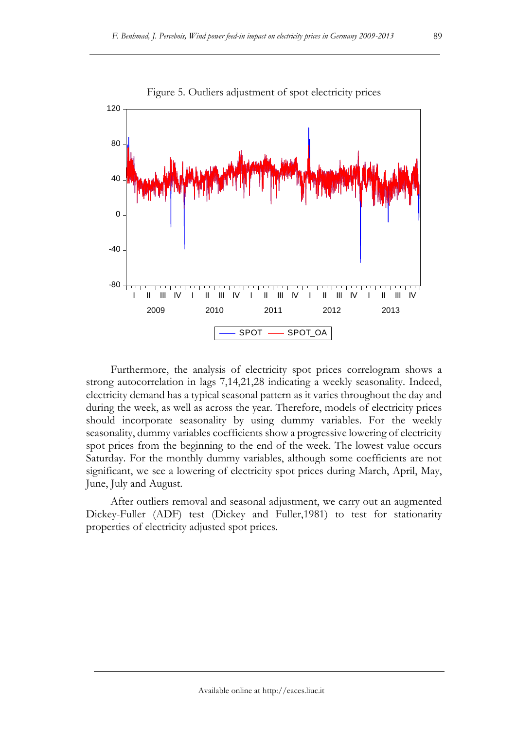Figure 5. Outliers adjustment of spot electricity prices

120
80
40
0
-40
-80

I II III IV I II III IV I II III IV I II III IV I II III IV
2009 2010 2011 2012 2013

SPOT SPOT_OA

Furthermore, the analysis of electricity spot prices correlogram shows a strong autocorrelation in lags 7,14,21,28 indicating a weekly seasonality. Indeed, electricity demand has a typical seasonal pattern as it varies throughout the day and during the week, as well as across the year. Therefore, models of electricity prices should incorporate seasonality by using dummy variables. For the weekly seasonality, dummy variables coefficients show a progressive lowering of electricity spot prices from the beginning to the end of the week. The lowest value occurs Saturday. For the monthly dummy variables, although some coefficients are not significant, we see a lowering of electricity spot prices during March, April, May, June, July and August.

After outliers removal and seasonal adjustment, we carry out an augmented Dickey-Fuller (ADF) test (Dickey and Fuller,1981) to test for stationarity properties of electricity adjusted spot prices.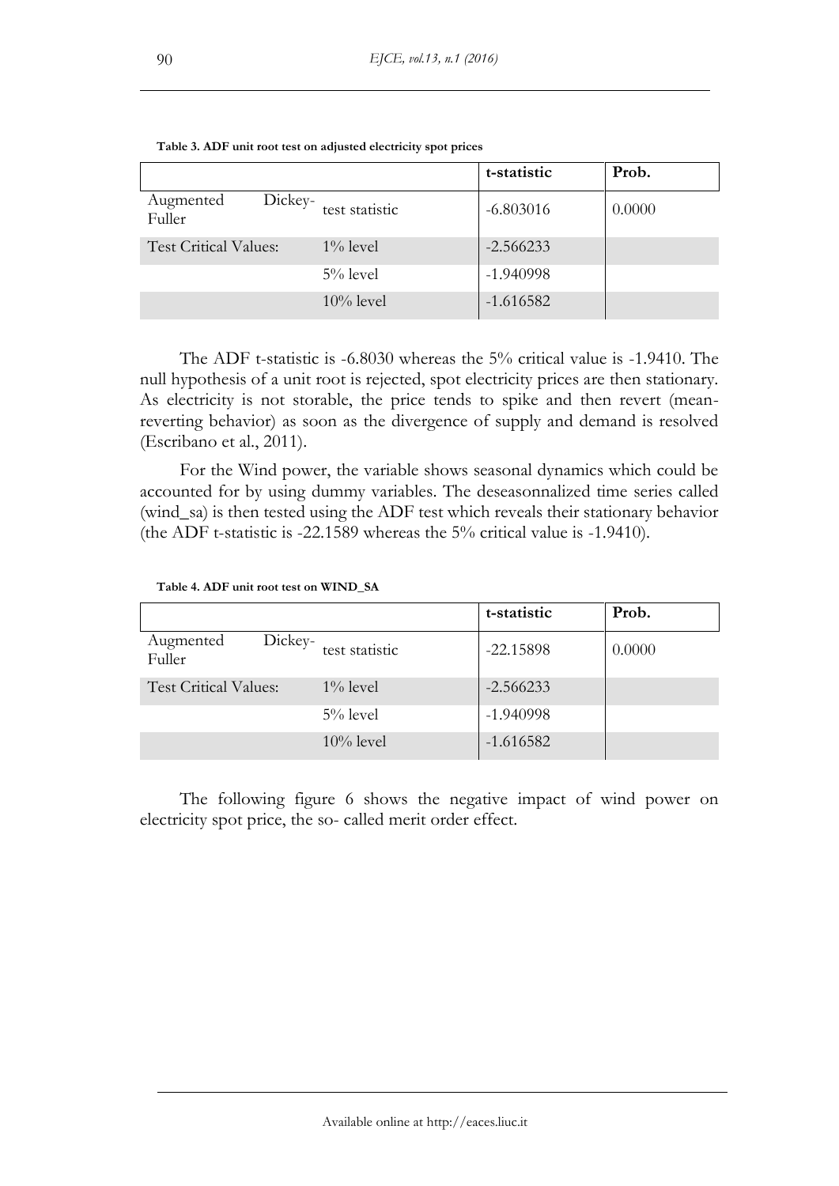**Table 3. ADF unit root test on adjusted electricity spot prices**

| | | t-statistic | Prob. |
|---|---|---|---|
| Augmented Dickey-Fuller | test statistic | -6.803016 | 0.0000 |
| Test Critical Values: | 1% level | -2.566233 | |
| | 5% level | -1.940998 | |
| | 10% level | -1.616582 | |

The ADF t-statistic is -6.8030 whereas the 5% critical value is -1.9410. The null hypothesis of a unit root is rejected, spot electricity prices are then stationary. As electricity is not storable, the price tends to spike and then revert (mean-reverting behavior) as soon as the divergence of supply and demand is resolved (Escribano et al., 2011).

For the Wind power, the variable shows seasonal dynamics which could be accounted for by using dummy variables. The deseasonnalized time series called (wind_sa) is then tested using the ADF test which reveals their stationary behavior (the ADF t-statistic is -22.1589 whereas the 5% critical value is -1.9410).

**Table 4. ADF unit root test on WIND_SA**

| | | t-statistic | Prob. |
|---|---|---|---|
| Augmented Dickey-Fuller | test statistic | -22.15898 | 0.0000 |
| Test Critical Values: | 1% level | -2.566233 | |
| | 5% level | -1.940998 | |
| | 10% level | -1.616582 | |

The following figure 6 shows the negative impact of wind power on electricity spot price, the so- called merit order effect.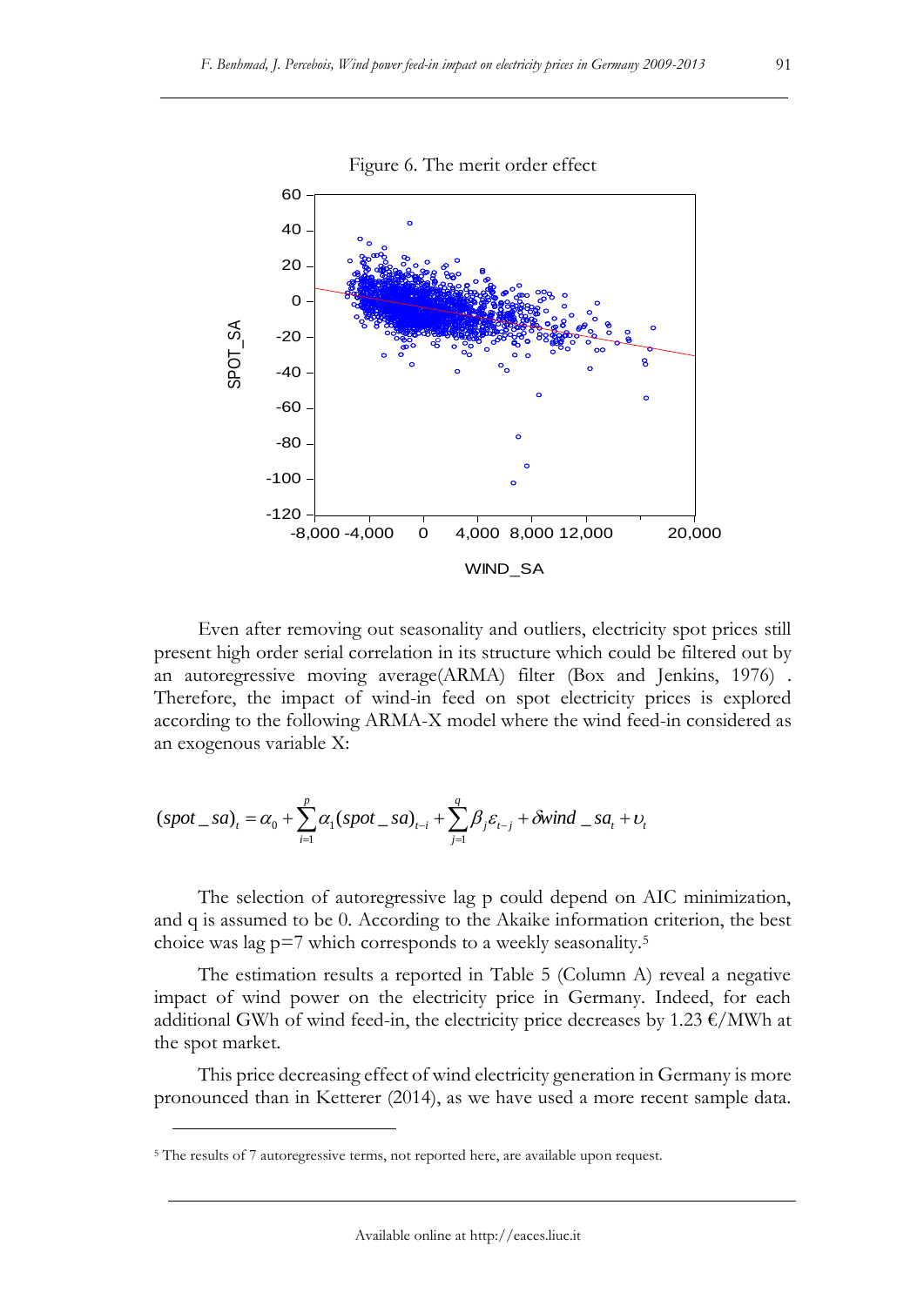Figure 6. The merit order effect

SPOT_SA

60
40
20
0
-20
-40
-60
-80
-100
-120

-8,000 -4,000 0 4,000 8,000 12,000 20,000

WIND_SA

Even after removing out seasonality and outliers, electricity spot prices still present high order serial correlation in its structure which could be filtered out by an autoregressive moving average(ARMA) filter (Box and Jenkins, 1976) . Therefore, the impact of wind-in feed on spot electricity prices is explored according to the following ARMA-X model where the wind feed-in considered as an exogenous variable X:

$$(spot\_sa)_t = \alpha_0 + \sum_{i=1}^{p} \alpha_1 (spot\_sa)_{t-i} + \sum_{j=1}^{q} \beta_j \varepsilon_{t-j} + \delta wind\_sa_t + \upsilon_t$$

The selection of autoregressive lag p could depend on AIC minimization, and q is assumed to be 0. According to the Akaike information criterion, the best choice was lag p=7 which corresponds to a weekly seasonality.[5]

The estimation results a reported in Table 5 (Column A) reveal a negative impact of wind power on the electricity price in Germany. Indeed, for each additional GWh of wind feed-in, the electricity price decreases by 1.23 €/MWh at the spot market.

This price decreasing effect of wind electricity generation in Germany is more pronounced than in Ketterer (2014), as we have used a more recent sample data.

[5] The results of 7 autoregressive terms, not reported here, are available upon request.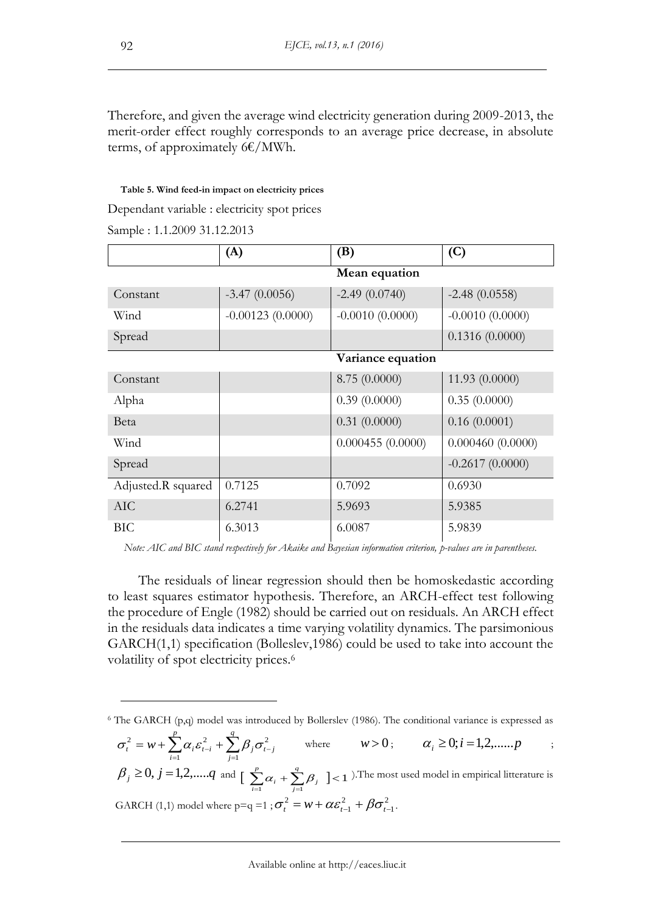Therefore, and given the average wind electricity generation during 2009-2013, the merit-order effect roughly corresponds to an average price decrease, in absolute terms, of approximately 6€/MWh.

**Table 5. Wind feed-in impact on electricity prices**

Dependant variable : electricity spot prices

Sample : 1.1.2009 31.12.2013

| | **(A)** | **(B)** | **(C)** |
|---|---|---|---|
| | | **Mean equation** | |
| Constant | -3.47 (0.0056) | -2.49 (0.0740) | -2.48 (0.0558) |
| Wind | -0.00123 (0.0000) | -0.0010 (0.0000) | -0.0010 (0.0000) |
| Spread | | | 0.1316 (0.0000) |
| | | **Variance equation** | |
| Constant | | 8.75 (0.0000) | 11.93 (0.0000) |
| Alpha | | 0.39 (0.0000) | 0.35 (0.0000) |
| Beta | | 0.31 (0.0000) | 0.16 (0.0001) |
| Wind | | 0.000455 (0.0000) | 0.000460 (0.0000) |
| Spread | | | -0.2617 (0.0000) |
| Adjusted.R squared | 0.7125 | 0.7092 | 0.6930 |
| AIC | 6.2741 | 5.9693 | 5.9385 |
| BIC | 6.3013 | 6.0087 | 5.9839 |

*Note: AIC and BIC stand respectively for Akaike and Bayesian information criterion, p-values are in parentheses.*

The residuals of linear regression should then be homoskedastic according to least squares estimator hypothesis. Therefore, an ARCH-effect test following the procedure of Engle (1982) should be carried out on residuals. An ARCH effect in the residuals data indicates a time varying volatility dynamics. The parsimonious GARCH(1,1) specification (Bolleslev,1986) could be used to take into account the volatility of spot electricity prices.[6]

---

[6] The GARCH (p,q) model was introduced by Bollerslev (1986). The conditional variance is expressed as $\sigma_t^2 = w + \sum_{i=1}^{p} \alpha_i \varepsilon_{t-i}^2 + \sum_{j=1}^{q} \beta_j \sigma_{t-j}^2$ where $w > 0$; $\alpha_i \geq 0; i = 1,2,......p$ ; $\beta_j \geq 0, j = 1,2,.....q$ and $[\ \sum_{i=1}^{p} \alpha_i + \sum_{j=1}^{q} \beta_j\ ] < 1$ ).The most used model in empirical litterature is GARCH (1,1) model where p=q =1 ; $\sigma_t^2 = w + \alpha \varepsilon_{t-1}^2 + \beta \sigma_{t-1}^2$.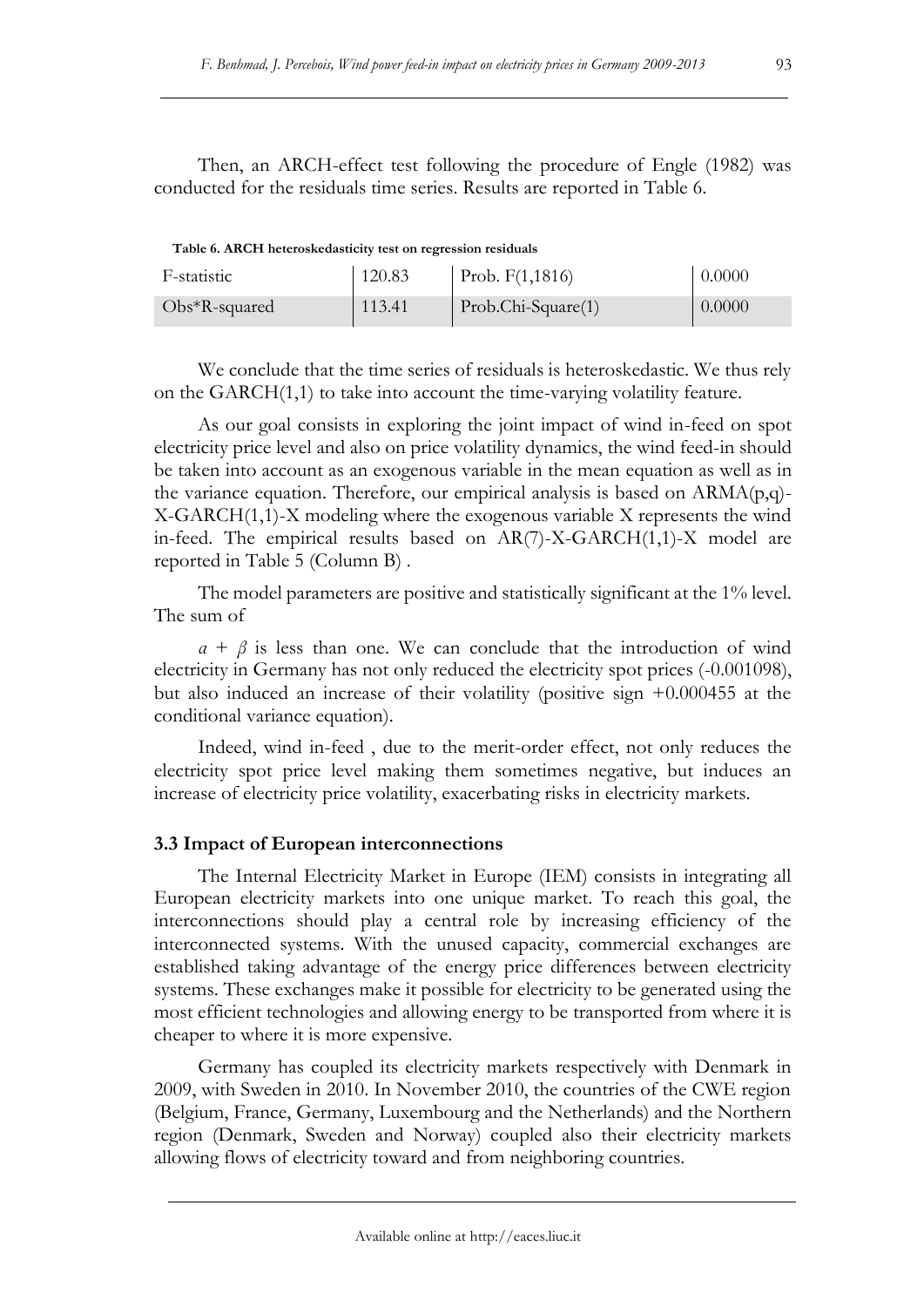Then, an ARCH-effect test following the procedure of Engle (1982) was conducted for the residuals time series. Results are reported in Table 6.

**Table 6. ARCH heteroskedasticity test on regression residuals**

| F-statistic | 120.83 | Prob. F(1,1816) | 0.0000 |
|---|---|---|---|
| Obs*R-squared | 113.41 | Prob.Chi-Square(1) | 0.0000 |

We conclude that the time series of residuals is heteroskedastic. We thus rely on the GARCH(1,1) to take into account the time-varying volatility feature.

As our goal consists in exploring the joint impact of wind in-feed on spot electricity price level and also on price volatility dynamics, the wind feed-in should be taken into account as an exogenous variable in the mean equation as well as in the variance equation. Therefore, our empirical analysis is based on ARMA(p,q)-X-GARCH(1,1)-X modeling where the exogenous variable X represents the wind in-feed. The empirical results based on AR(7)-X-GARCH(1,1)-X model are reported in Table 5 (Column B) .

The model parameters are positive and statistically significant at the 1% level. The sum of

$a + \beta$ is less than one. We can conclude that the introduction of wind electricity in Germany has not only reduced the electricity spot prices (-0.001098), but also induced an increase of their volatility (positive sign +0.000455 at the conditional variance equation).

Indeed, wind in-feed , due to the merit-order effect, not only reduces the electricity spot price level making them sometimes negative, but induces an increase of electricity price volatility, exacerbating risks in electricity markets.

### 3.3 Impact of European interconnections

The Internal Electricity Market in Europe (IEM) consists in integrating all European electricity markets into one unique market. To reach this goal, the interconnections should play a central role by increasing efficiency of the interconnected systems. With the unused capacity, commercial exchanges are established taking advantage of the energy price differences between electricity systems. These exchanges make it possible for electricity to be generated using the most efficient technologies and allowing energy to be transported from where it is cheaper to where it is more expensive.

Germany has coupled its electricity markets respectively with Denmark in 2009, with Sweden in 2010. In November 2010, the countries of the CWE region (Belgium, France, Germany, Luxembourg and the Netherlands) and the Northern region (Denmark, Sweden and Norway) coupled also their electricity markets allowing flows of electricity toward and from neighboring countries.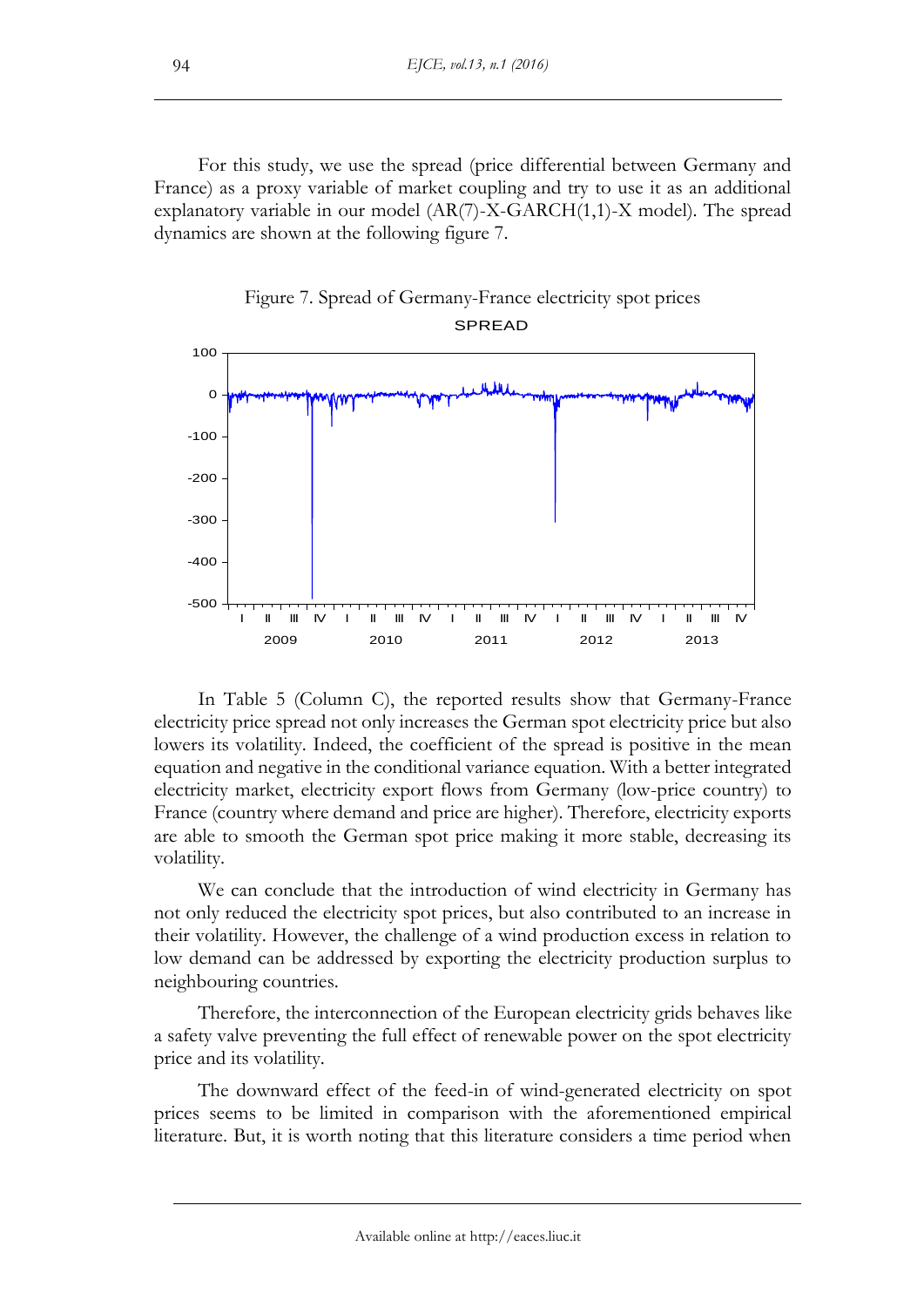For this study, we use the spread (price differential between Germany and France) as a proxy variable of market coupling and try to use it as an additional explanatory variable in our model (AR(7)-X-GARCH(1,1)-X model). The spread dynamics are shown at the following figure 7.

Figure 7. Spread of Germany-France electricity spot prices

SPREAD

100
0
-100
-200
-300
-400
-500

I II III IV I II III IV I II III IV I II III IV I II III IV

2009 2010 2011 2012 2013

In Table 5 (Column C), the reported results show that Germany-France electricity price spread not only increases the German spot electricity price but also lowers its volatility. Indeed, the coefficient of the spread is positive in the mean equation and negative in the conditional variance equation. With a better integrated electricity market, electricity export flows from Germany (low-price country) to France (country where demand and price are higher). Therefore, electricity exports are able to smooth the German spot price making it more stable, decreasing its volatility.

We can conclude that the introduction of wind electricity in Germany has not only reduced the electricity spot prices, but also contributed to an increase in their volatility. However, the challenge of a wind production excess in relation to low demand can be addressed by exporting the electricity production surplus to neighbouring countries.

Therefore, the interconnection of the European electricity grids behaves like a safety valve preventing the full effect of renewable power on the spot electricity price and its volatility.

The downward effect of the feed-in of wind-generated electricity on spot prices seems to be limited in comparison with the aforementioned empirical literature. But, it is worth noting that this literature considers a time period when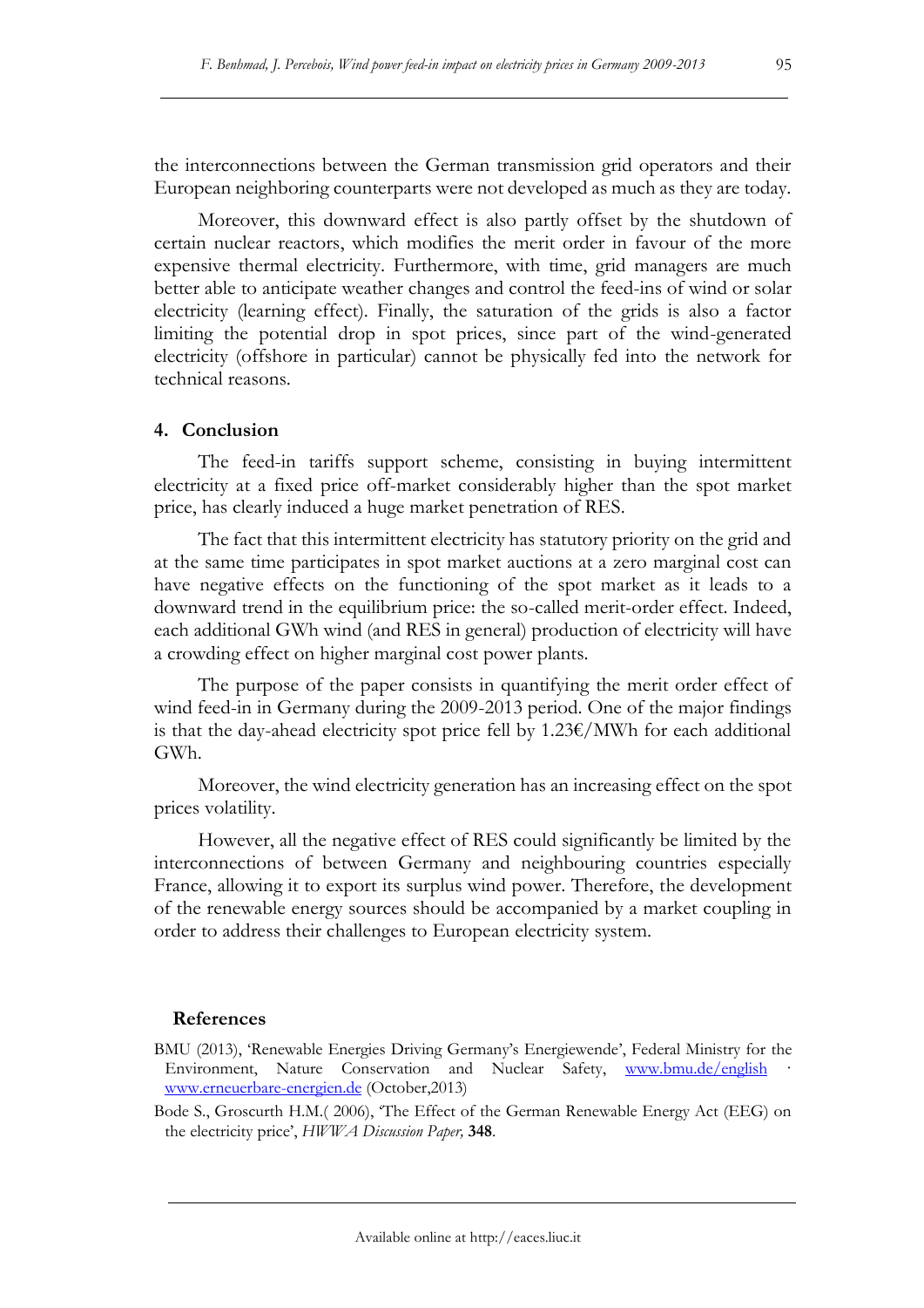the interconnections between the German transmission grid operators and their European neighboring counterparts were not developed as much as they are today.

Moreover, this downward effect is also partly offset by the shutdown of certain nuclear reactors, which modifies the merit order in favour of the more expensive thermal electricity. Furthermore, with time, grid managers are much better able to anticipate weather changes and control the feed-ins of wind or solar electricity (learning effect). Finally, the saturation of the grids is also a factor limiting the potential drop in spot prices, since part of the wind-generated electricity (offshore in particular) cannot be physically fed into the network for technical reasons.

## 4. Conclusion

The feed-in tariffs support scheme, consisting in buying intermittent electricity at a fixed price off-market considerably higher than the spot market price, has clearly induced a huge market penetration of RES.

The fact that this intermittent electricity has statutory priority on the grid and at the same time participates in spot market auctions at a zero marginal cost can have negative effects on the functioning of the spot market as it leads to a downward trend in the equilibrium price: the so-called merit-order effect. Indeed, each additional GWh wind (and RES in general) production of electricity will have a crowding effect on higher marginal cost power plants.

The purpose of the paper consists in quantifying the merit order effect of wind feed-in in Germany during the 2009-2013 period. One of the major findings is that the day-ahead electricity spot price fell by 1.23€/MWh for each additional GWh.

Moreover, the wind electricity generation has an increasing effect on the spot prices volatility.

However, all the negative effect of RES could significantly be limited by the interconnections of between Germany and neighbouring countries especially France, allowing it to export its surplus wind power. Therefore, the development of the renewable energy sources should be accompanied by a market coupling in order to address their challenges to European electricity system.

## References

BMU (2013), 'Renewable Energies Driving Germany's Energiewende', Federal Ministry for the Environment, Nature Conservation and Nuclear Safety, www.bmu.de/english · www.erneuerbare-energien.de (October,2013)

Bode S., Groscurth H.M.( 2006), 'The Effect of the German Renewable Energy Act (EEG) on the electricity price', *HWWA Discussion Paper,* **348**.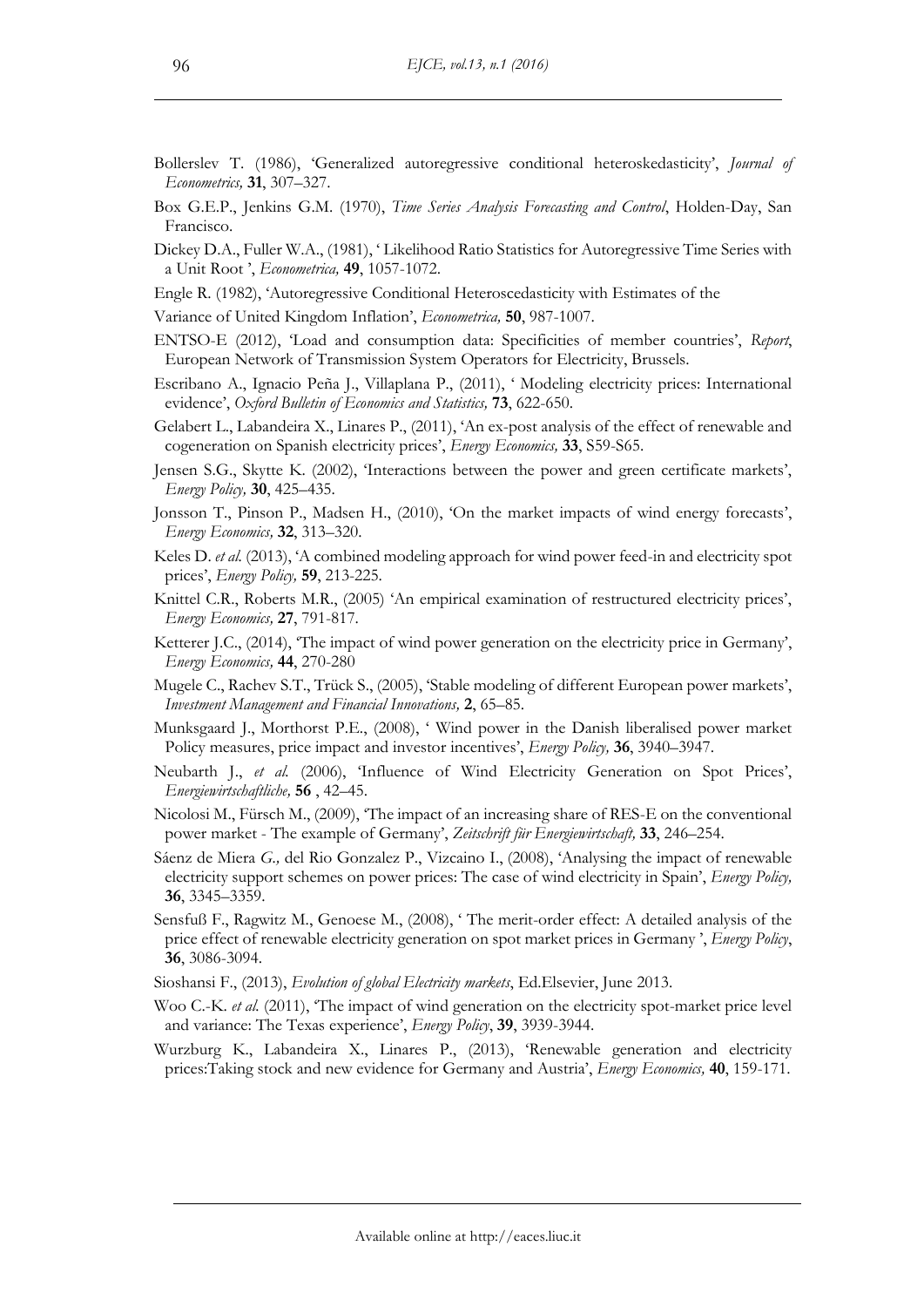Bollerslev T. (1986), 'Generalized autoregressive conditional heteroskedasticity', *Journal of Econometrics,* **31**, 307–327.

Box G.E.P., Jenkins G.M. (1970), *Time Series Analysis Forecasting and Control*, Holden-Day, San Francisco.

Dickey D.A., Fuller W.A., (1981), ' Likelihood Ratio Statistics for Autoregressive Time Series with a Unit Root ', *Econometrica,* **49**, 1057-1072.

Engle R. (1982), 'Autoregressive Conditional Heteroscedasticity with Estimates of the

Variance of United Kingdom Inflation', *Econometrica,* **50**, 987-1007.

ENTSO-E (2012), 'Load and consumption data: Specificities of member countries', *Report*, European Network of Transmission System Operators for Electricity, Brussels.

Escribano A., Ignacio Peña J., Villaplana P., (2011), ' Modeling electricity prices: International evidence', *Oxford Bulletin of Economics and Statistics,* **73**, 622-650.

Gelabert L., Labandeira X., Linares P., (2011), 'An ex-post analysis of the effect of renewable and cogeneration on Spanish electricity prices', *Energy Economics,* **33**, S59-S65.

Jensen S.G., Skytte K. (2002), 'Interactions between the power and green certificate markets', *Energy Policy,* **30**, 425–435.

Jonsson T., Pinson P., Madsen H., (2010), 'On the market impacts of wind energy forecasts', *Energy Economics,* **32**, 313–320.

Keles D. *et al.* (2013), 'A combined modeling approach for wind power feed-in and electricity spot prices', *Energy Policy,* **59**, 213-225.

Knittel C.R., Roberts M.R., (2005) 'An empirical examination of restructured electricity prices', *Energy Economics,* **27**, 791-817.

Ketterer J.C., (2014), 'The impact of wind power generation on the electricity price in Germany', *Energy Economics,* **44**, 270-280

Mugele C., Rachev S.T., Trück S., (2005), 'Stable modeling of different European power markets', *Investment Management and Financial Innovations,* **2**, 65–85.

Munksgaard J., Morthorst P.E., (2008), ' Wind power in the Danish liberalised power market Policy measures, price impact and investor incentives', *Energy Policy,* **36**, 3940–3947.

Neubarth J., *et al.* (2006), 'Influence of Wind Electricity Generation on Spot Prices', *Energiewirtschaftliche,* **56** , 42–45.

Nicolosi M., Fürsch M., (2009), 'The impact of an increasing share of RES-E on the conventional power market - The example of Germany', *Zeitschrift für Energiewirtschaft,* **33**, 246–254.

Sáenz de Miera *G.,* del Rio Gonzalez P., Vizcaino I., (2008), 'Analysing the impact of renewable electricity support schemes on power prices: The case of wind electricity in Spain', *Energy Policy,* **36**, 3345–3359.

Sensfuß F., Ragwitz M., Genoese M., (2008), ' The merit-order effect: A detailed analysis of the price effect of renewable electricity generation on spot market prices in Germany ', *Energy Policy*, **36**, 3086-3094.

Sioshansi F., (2013), *Evolution of global Electricity markets*, Ed.Elsevier, June 2013.

Woo C.-K. *et al.* (2011), 'The impact of wind generation on the electricity spot-market price level and variance: The Texas experience', *Energy Policy*, **39**, 3939-3944.

Wurzburg K., Labandeira X., Linares P., (2013), 'Renewable generation and electricity prices:Taking stock and new evidence for Germany and Austria', *Energy Economics,* **40**, 159-171.